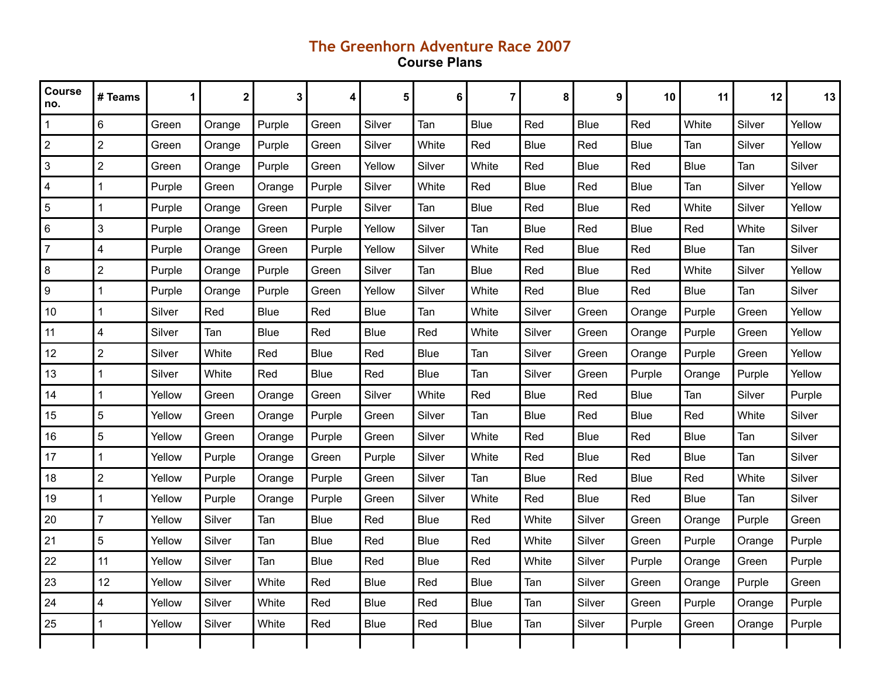# The Greenhorn Adventure Race 2007

## Course Plans

| Course no. | # Teams | 1 | 2 | 3 | 4 | 5 | 6 | 7 | 8 | 9 | 10 | 11 | 12 | 13 |
|---|---|---|---|---|---|---|---|---|---|---|---|---|---|---|
| 1 | 6 | Green | Orange | Purple | Green | Silver | Tan | Blue | Red | Blue | Red | White | Silver | Yellow |
| 2 | 2 | Green | Orange | Purple | Green | Silver | White | Red | Blue | Red | Blue | Tan | Silver | Yellow |
| 3 | 2 | Green | Orange | Purple | Green | Yellow | Silver | White | Red | Blue | Red | Blue | Tan | Silver |
| 4 | 1 | Purple | Green | Orange | Purple | Silver | White | Red | Blue | Red | Blue | Tan | Silver | Yellow |
| 5 | 1 | Purple | Orange | Green | Purple | Silver | Tan | Blue | Red | Blue | Red | White | Silver | Yellow |
| 6 | 3 | Purple | Orange | Green | Purple | Yellow | Silver | Tan | Blue | Red | Blue | Red | White | Silver |
| 7 | 4 | Purple | Orange | Green | Purple | Yellow | Silver | White | Red | Blue | Red | Blue | Tan | Silver |
| 8 | 2 | Purple | Orange | Purple | Green | Silver | Tan | Blue | Red | Blue | Red | White | Silver | Yellow |
| 9 | 1 | Purple | Orange | Purple | Green | Yellow | Silver | White | Red | Blue | Red | Blue | Tan | Silver |
| 10 | 1 | Silver | Red | Blue | Red | Blue | Tan | White | Silver | Green | Orange | Purple | Green | Yellow |
| 11 | 4 | Silver | Tan | Blue | Red | Blue | Red | White | Silver | Green | Orange | Purple | Green | Yellow |
| 12 | 2 | Silver | White | Red | Blue | Red | Blue | Tan | Silver | Green | Orange | Purple | Green | Yellow |
| 13 | 1 | Silver | White | Red | Blue | Red | Blue | Tan | Silver | Green | Purple | Orange | Purple | Yellow |
| 14 | 1 | Yellow | Green | Orange | Green | Silver | White | Red | Blue | Red | Blue | Tan | Silver | Purple |
| 15 | 5 | Yellow | Green | Orange | Purple | Green | Silver | Tan | Blue | Red | Blue | Red | White | Silver |
| 16 | 5 | Yellow | Green | Orange | Purple | Green | Silver | White | Red | Blue | Red | Blue | Tan | Silver |
| 17 | 1 | Yellow | Purple | Orange | Green | Purple | Silver | White | Red | Blue | Red | Blue | Tan | Silver |
| 18 | 2 | Yellow | Purple | Orange | Purple | Green | Silver | Tan | Blue | Red | Blue | Red | White | Silver |
| 19 | 1 | Yellow | Purple | Orange | Purple | Green | Silver | White | Red | Blue | Red | Blue | Tan | Silver |
| 20 | 7 | Yellow | Silver | Tan | Blue | Red | Blue | Red | White | Silver | Green | Orange | Purple | Green |
| 21 | 5 | Yellow | Silver | Tan | Blue | Red | Blue | Red | White | Silver | Green | Purple | Orange | Purple |
| 22 | 11 | Yellow | Silver | Tan | Blue | Red | Blue | Red | White | Silver | Purple | Orange | Green | Purple |
| 23 | 12 | Yellow | Silver | White | Red | Blue | Red | Blue | Tan | Silver | Green | Orange | Purple | Green |
| 24 | 4 | Yellow | Silver | White | Red | Blue | Red | Blue | Tan | Silver | Green | Purple | Orange | Purple |
| 25 | 1 | Yellow | Silver | White | Red | Blue | Red | Blue | Tan | Silver | Purple | Green | Orange | Purple |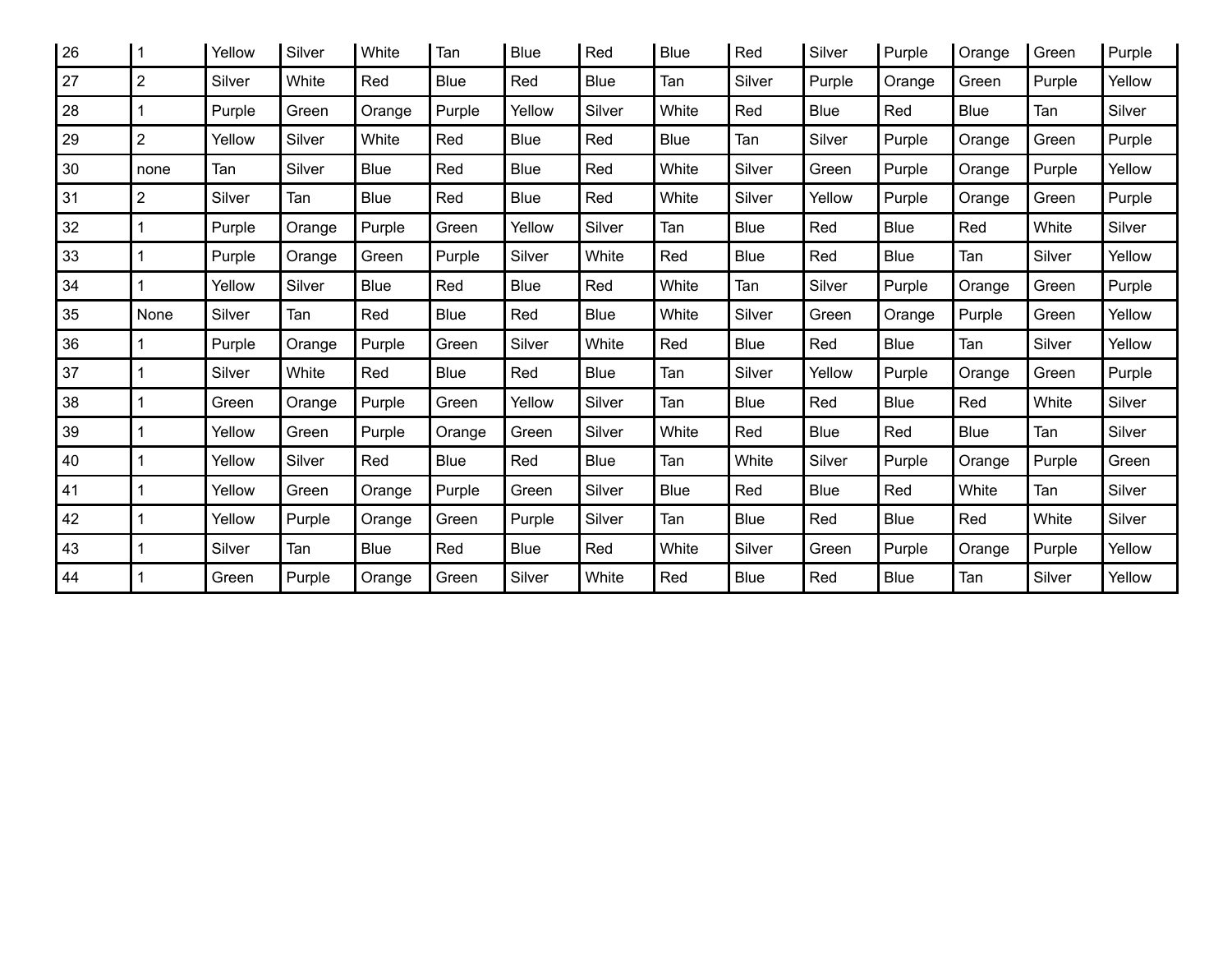| | | | | | | | | | | | | | | |
|---|---|---|---|---|---|---|---|---|---|---|---|---|---|---|
| 26 | 1 | Yellow | Silver | White | Tan | Blue | Red | Blue | Red | Silver | Purple | Orange | Green | Purple |
| 27 | 2 | Silver | White | Red | Blue | Red | Blue | Tan | Silver | Purple | Orange | Green | Purple | Yellow |
| 28 | 1 | Purple | Green | Orange | Purple | Yellow | Silver | White | Red | Blue | Red | Blue | Tan | Silver |
| 29 | 2 | Yellow | Silver | White | Red | Blue | Red | Blue | Tan | Silver | Purple | Orange | Green | Purple |
| 30 | none | Tan | Silver | Blue | Red | Blue | Red | White | Silver | Green | Purple | Orange | Purple | Yellow |
| 31 | 2 | Silver | Tan | Blue | Red | Blue | Red | White | Silver | Yellow | Purple | Orange | Green | Purple |
| 32 | 1 | Purple | Orange | Purple | Green | Yellow | Silver | Tan | Blue | Red | Blue | Red | White | Silver |
| 33 | 1 | Purple | Orange | Green | Purple | Silver | White | Red | Blue | Red | Blue | Tan | Silver | Yellow |
| 34 | 1 | Yellow | Silver | Blue | Red | Blue | Red | White | Tan | Silver | Purple | Orange | Green | Purple |
| 35 | None | Silver | Tan | Red | Blue | Red | Blue | White | Silver | Green | Orange | Purple | Green | Yellow |
| 36 | 1 | Purple | Orange | Purple | Green | Silver | White | Red | Blue | Red | Blue | Tan | Silver | Yellow |
| 37 | 1 | Silver | White | Red | Blue | Red | Blue | Tan | Silver | Yellow | Purple | Orange | Green | Purple |
| 38 | 1 | Green | Orange | Purple | Green | Yellow | Silver | Tan | Blue | Red | Blue | Red | White | Silver |
| 39 | 1 | Yellow | Green | Purple | Orange | Green | Silver | White | Red | Blue | Red | Blue | Tan | Silver |
| 40 | 1 | Yellow | Silver | Red | Blue | Red | Blue | Tan | White | Silver | Purple | Orange | Purple | Green |
| 41 | 1 | Yellow | Green | Orange | Purple | Green | Silver | Blue | Red | Blue | Red | White | Tan | Silver |
| 42 | 1 | Yellow | Purple | Orange | Green | Purple | Silver | Tan | Blue | Red | Blue | Red | White | Silver |
| 43 | 1 | Silver | Tan | Blue | Red | Blue | Red | White | Silver | Green | Purple | Orange | Purple | Yellow |
| 44 | 1 | Green | Purple | Orange | Green | Silver | White | Red | Blue | Red | Blue | Tan | Silver | Yellow |